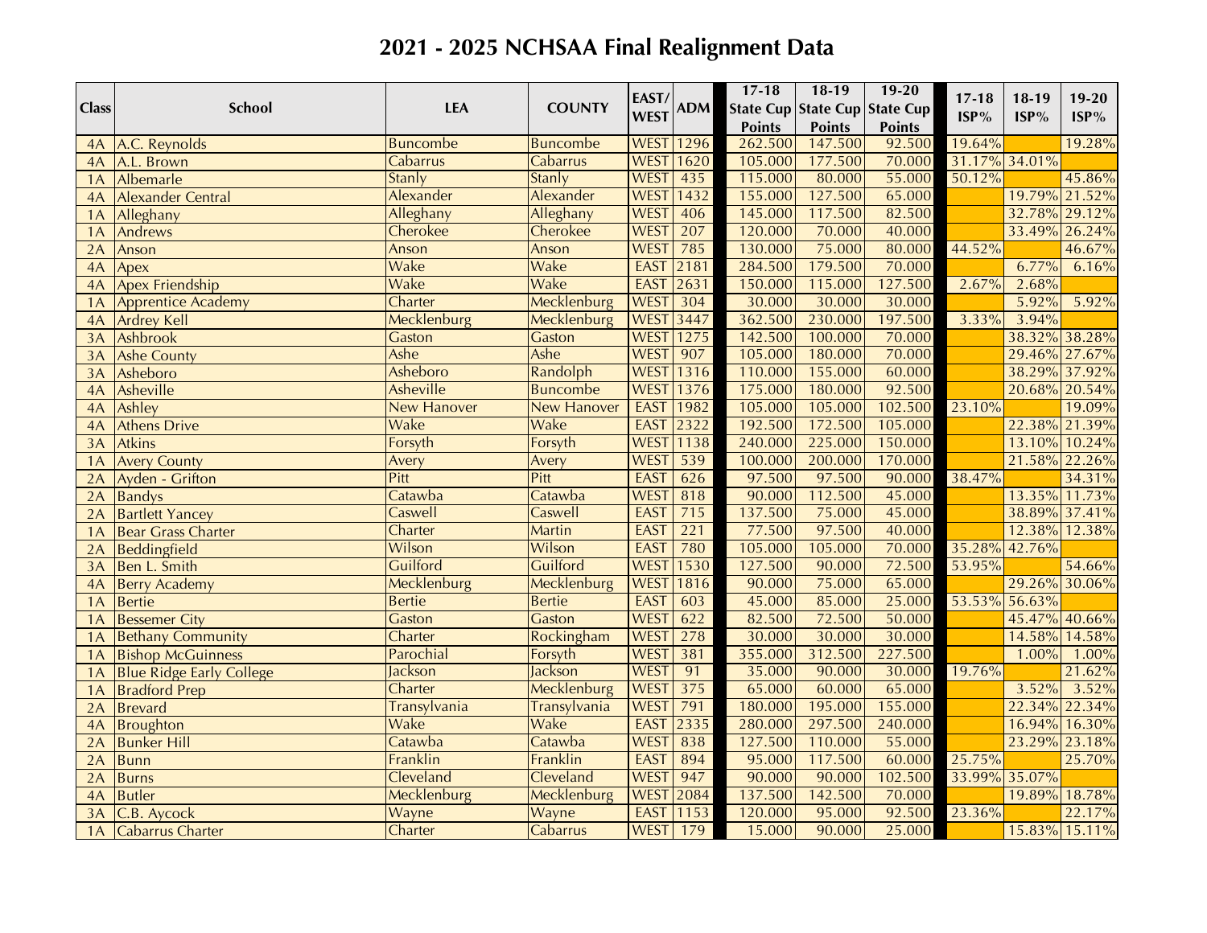# 2021 - 2025 NCHSAA Final Realignment Data

| Class | School | LEA | COUNTY | EAST/WEST | ADM | 17-18 State Cup Points | 18-19 State Cup Points | 19-20 State Cup Points | 17-18 ISP% | 18-19 ISP% | 19-20 ISP% |
|---|---|---|---|---|---|---|---|---|---|---|---|
| 4A | A.C. Reynolds | Buncombe | Buncombe | WEST | 1296 | 262.500 | 147.500 | 92.500 | 19.64% | | 19.28% |
| 4A | A.L. Brown | Cabarrus | Cabarrus | WEST | 1620 | 105.000 | 177.500 | 70.000 | 31.17% | 34.01% | |
| 1A | Albemarle | Stanly | Stanly | WEST | 435 | 115.000 | 80.000 | 55.000 | 50.12% | | 45.86% |
| 4A | Alexander Central | Alexander | Alexander | WEST | 1432 | 155.000 | 127.500 | 65.000 | | 19.79% | 21.52% |
| 1A | Alleghany | Alleghany | Alleghany | WEST | 406 | 145.000 | 117.500 | 82.500 | | 32.78% | 29.12% |
| 1A | Andrews | Cherokee | Cherokee | WEST | 207 | 120.000 | 70.000 | 40.000 | | 33.49% | 26.24% |
| 2A | Anson | Anson | Anson | WEST | 785 | 130.000 | 75.000 | 80.000 | 44.52% | | 46.67% |
| 4A | Apex | Wake | Wake | EAST | 2181 | 284.500 | 179.500 | 70.000 | | 6.77% | 6.16% |
| 4A | Apex Friendship | Wake | Wake | EAST | 2631 | 150.000 | 115.000 | 127.500 | 2.67% | 2.68% | |
| 1A | Apprentice Academy | Charter | Mecklenburg | WEST | 304 | 30.000 | 30.000 | 30.000 | | 5.92% | 5.92% |
| 4A | Ardrey Kell | Mecklenburg | Mecklenburg | WEST | 3447 | 362.500 | 230.000 | 197.500 | 3.33% | 3.94% | |
| 3A | Ashbrook | Gaston | Gaston | WEST | 1275 | 142.500 | 100.000 | 70.000 | | 38.32% | 38.28% |
| 3A | Ashe County | Ashe | Ashe | WEST | 907 | 105.000 | 180.000 | 70.000 | | 29.46% | 27.67% |
| 3A | Asheboro | Asheboro | Randolph | WEST | 1316 | 110.000 | 155.000 | 60.000 | | 38.29% | 37.92% |
| 4A | Asheville | Asheville | Buncombe | WEST | 1376 | 175.000 | 180.000 | 92.500 | | 20.68% | 20.54% |
| 4A | Ashley | New Hanover | New Hanover | EAST | 1982 | 105.000 | 105.000 | 102.500 | 23.10% | | 19.09% |
| 4A | Athens Drive | Wake | Wake | EAST | 2322 | 192.500 | 172.500 | 105.000 | | 22.38% | 21.39% |
| 3A | Atkins | Forsyth | Forsyth | WEST | 1138 | 240.000 | 225.000 | 150.000 | | 13.10% | 10.24% |
| 1A | Avery County | Avery | Avery | WEST | 539 | 100.000 | 200.000 | 170.000 | | 21.58% | 22.26% |
| 2A | Ayden - Grifton | Pitt | Pitt | EAST | 626 | 97.500 | 97.500 | 90.000 | 38.47% | | 34.31% |
| 2A | Bandys | Catawba | Catawba | WEST | 818 | 90.000 | 112.500 | 45.000 | | 13.35% | 11.73% |
| 2A | Bartlett Yancey | Caswell | Caswell | EAST | 715 | 137.500 | 75.000 | 45.000 | | 38.89% | 37.41% |
| 1A | Bear Grass Charter | Charter | Martin | EAST | 221 | 77.500 | 97.500 | 40.000 | | 12.38% | 12.38% |
| 2A | Beddingfield | Wilson | Wilson | EAST | 780 | 105.000 | 105.000 | 70.000 | 35.28% | 42.76% | |
| 3A | Ben L. Smith | Guilford | Guilford | WEST | 1530 | 127.500 | 90.000 | 72.500 | 53.95% | | 54.66% |
| 4A | Berry Academy | Mecklenburg | Mecklenburg | WEST | 1816 | 90.000 | 75.000 | 65.000 | | 29.26% | 30.06% |
| 1A | Bertie | Bertie | Bertie | EAST | 603 | 45.000 | 85.000 | 25.000 | 53.53% | 56.63% | |
| 1A | Bessemer City | Gaston | Gaston | WEST | 622 | 82.500 | 72.500 | 50.000 | | 45.47% | 40.66% |
| 1A | Bethany Community | Charter | Rockingham | WEST | 278 | 30.000 | 30.000 | 30.000 | | 14.58% | 14.58% |
| 1A | Bishop McGuinness | Parochial | Forsyth | WEST | 381 | 355.000 | 312.500 | 227.500 | | 1.00% | 1.00% |
| 1A | Blue Ridge Early College | Jackson | Jackson | WEST | 91 | 35.000 | 90.000 | 30.000 | 19.76% | | 21.62% |
| 1A | Bradford Prep | Charter | Mecklenburg | WEST | 375 | 65.000 | 60.000 | 65.000 | | 3.52% | 3.52% |
| 2A | Brevard | Transylvania | Transylvania | WEST | 791 | 180.000 | 195.000 | 155.000 | | 22.34% | 22.34% |
| 4A | Broughton | Wake | Wake | EAST | 2335 | 280.000 | 297.500 | 240.000 | | 16.94% | 16.30% |
| 2A | Bunker Hill | Catawba | Catawba | WEST | 838 | 127.500 | 110.000 | 55.000 | | 23.29% | 23.18% |
| 2A | Bunn | Franklin | Franklin | EAST | 894 | 95.000 | 117.500 | 60.000 | 25.75% | | 25.70% |
| 2A | Burns | Cleveland | Cleveland | WEST | 947 | 90.000 | 90.000 | 102.500 | 33.99% | 35.07% | |
| 4A | Butler | Mecklenburg | Mecklenburg | WEST | 2084 | 137.500 | 142.500 | 70.000 | | 19.89% | 18.78% |
| 3A | C.B. Aycock | Wayne | Wayne | EAST | 1153 | 120.000 | 95.000 | 92.500 | 23.36% | | 22.17% |
| 1A | Cabarrus Charter | Charter | Cabarrus | WEST | 179 | 15.000 | 90.000 | 25.000 | | 15.83% | 15.11% |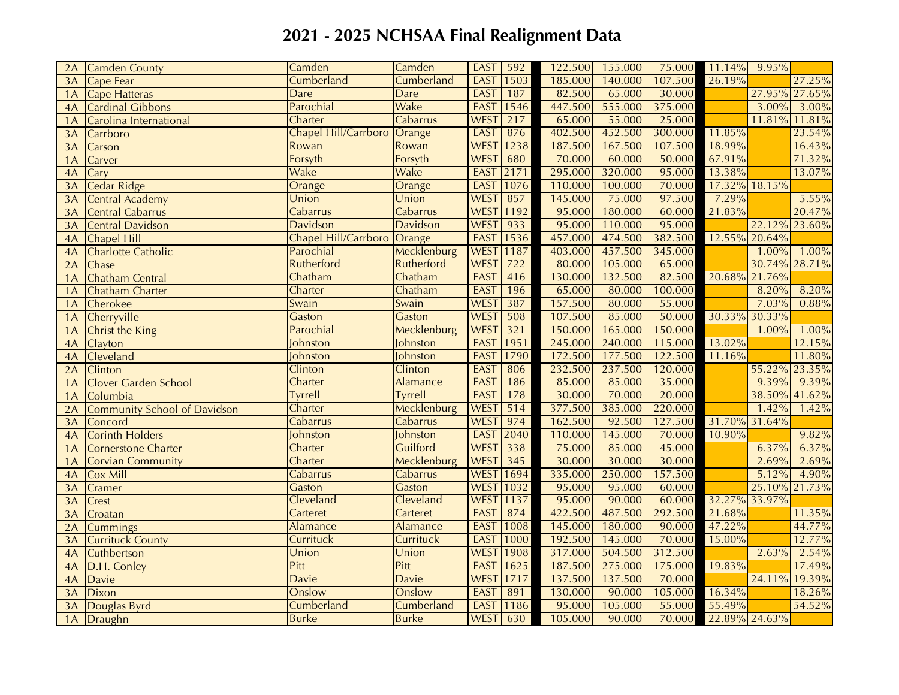# 2021 - 2025 NCHSAA Final Realignment Data

| | | | | | | | | | | | | |
|---|---|---|---|---|---|---|---|---|---|---|---|---|
| 2A | Camden County | Camden | Camden | EAST | 592 | 122.500 | 155.000 | 75.000 | 11.14% | 9.95% | |
| 3A | Cape Fear | Cumberland | Cumberland | EAST | 1503 | 185.000 | 140.000 | 107.500 | 26.19% | | 27.25% |
| 1A | Cape Hatteras | Dare | Dare | EAST | 187 | 82.500 | 65.000 | 30.000 | | 27.95% | 27.65% |
| 4A | Cardinal Gibbons | Parochial | Wake | EAST | 1546 | 447.500 | 555.000 | 375.000 | | 3.00% | 3.00% |
| 1A | Carolina International | Charter | Cabarrus | WEST | 217 | 65.000 | 55.000 | 25.000 | | 11.81% | 11.81% |
| 3A | Carrboro | Chapel Hill/Carrboro | Orange | EAST | 876 | 402.500 | 452.500 | 300.000 | 11.85% | | 23.54% |
| 3A | Carson | Rowan | Rowan | WEST | 1238 | 187.500 | 167.500 | 107.500 | 18.99% | | 16.43% |
| 1A | Carver | Forsyth | Forsyth | WEST | 680 | 70.000 | 60.000 | 50.000 | 67.91% | | 71.32% |
| 4A | Cary | Wake | Wake | EAST | 2171 | 295.000 | 320.000 | 95.000 | 13.38% | | 13.07% |
| 3A | Cedar Ridge | Orange | Orange | EAST | 1076 | 110.000 | 100.000 | 70.000 | 17.32% | 18.15% | |
| 3A | Central Academy | Union | Union | WEST | 857 | 145.000 | 75.000 | 97.500 | 7.29% | | 5.55% |
| 3A | Central Cabarrus | Cabarrus | Cabarrus | WEST | 1192 | 95.000 | 180.000 | 60.000 | 21.83% | | 20.47% |
| 3A | Central Davidson | Davidson | Davidson | WEST | 933 | 95.000 | 110.000 | 95.000 | | 22.12% | 23.60% |
| 4A | Chapel Hill | Chapel Hill/Carrboro | Orange | EAST | 1536 | 457.000 | 474.500 | 382.500 | 12.55% | 20.64% | |
| 4A | Charlotte Catholic | Parochial | Mecklenburg | WEST | 1187 | 403.000 | 457.500 | 345.000 | | 1.00% | 1.00% |
| 2A | Chase | Rutherford | Rutherford | WEST | 722 | 80.000 | 105.000 | 65.000 | | 30.74% | 28.71% |
| 1A | Chatham Central | Chatham | Chatham | EAST | 416 | 130.000 | 132.500 | 82.500 | 20.68% | 21.76% | |
| 1A | Chatham Charter | Charter | Chatham | EAST | 196 | 65.000 | 80.000 | 100.000 | | 8.20% | 8.20% |
| 1A | Cherokee | Swain | Swain | WEST | 387 | 157.500 | 80.000 | 55.000 | | 7.03% | 0.88% |
| 1A | Cherryville | Gaston | Gaston | WEST | 508 | 107.500 | 85.000 | 50.000 | 30.33% | 30.33% | |
| 1A | Christ the King | Parochial | Mecklenburg | WEST | 321 | 150.000 | 165.000 | 150.000 | | 1.00% | 1.00% |
| 4A | Clayton | Johnston | Johnston | EAST | 1951 | 245.000 | 240.000 | 115.000 | 13.02% | | 12.15% |
| 4A | Cleveland | Johnston | Johnston | EAST | 1790 | 172.500 | 177.500 | 122.500 | 11.16% | | 11.80% |
| 2A | Clinton | Clinton | Clinton | EAST | 806 | 232.500 | 237.500 | 120.000 | | 55.22% | 23.35% |
| 1A | Clover Garden School | Charter | Alamance | EAST | 186 | 85.000 | 85.000 | 35.000 | | 9.39% | 9.39% |
| 1A | Columbia | Tyrrell | Tyrrell | EAST | 178 | 30.000 | 70.000 | 20.000 | | 38.50% | 41.62% |
| 2A | Community School of Davidson | Charter | Mecklenburg | WEST | 514 | 377.500 | 385.000 | 220.000 | | 1.42% | 1.42% |
| 3A | Concord | Cabarrus | Cabarrus | WEST | 974 | 162.500 | 92.500 | 127.500 | 31.70% | 31.64% | |
| 4A | Corinth Holders | Johnston | Johnston | EAST | 2040 | 110.000 | 145.000 | 70.000 | 10.90% | | 9.82% |
| 1A | Cornerstone Charter | Charter | Guilford | WEST | 338 | 75.000 | 85.000 | 45.000 | | 6.37% | 6.37% |
| 1A | Corvian Community | Charter | Mecklenburg | WEST | 345 | 30.000 | 30.000 | 30.000 | | 2.69% | 2.69% |
| 4A | Cox Mill | Cabarrus | Cabarrus | WEST | 1694 | 335.000 | 250.000 | 157.500 | | 5.12% | 4.90% |
| 3A | Cramer | Gaston | Gaston | WEST | 1032 | 95.000 | 95.000 | 60.000 | | 25.10% | 21.73% |
| 3A | Crest | Cleveland | Cleveland | WEST | 1137 | 95.000 | 90.000 | 60.000 | 32.27% | 33.97% | |
| 3A | Croatan | Carteret | Carteret | EAST | 874 | 422.500 | 487.500 | 292.500 | 21.68% | | 11.35% |
| 2A | Cummings | Alamance | Alamance | EAST | 1008 | 145.000 | 180.000 | 90.000 | 47.22% | | 44.77% |
| 3A | Currituck County | Currituck | Currituck | EAST | 1000 | 192.500 | 145.000 | 70.000 | 15.00% | | 12.77% |
| 4A | Cuthbertson | Union | Union | WEST | 1908 | 317.000 | 504.500 | 312.500 | | 2.63% | 2.54% |
| 4A | D.H. Conley | Pitt | Pitt | EAST | 1625 | 187.500 | 275.000 | 175.000 | 19.83% | | 17.49% |
| 4A | Davie | Davie | Davie | WEST | 1717 | 137.500 | 137.500 | 70.000 | | 24.11% | 19.39% |
| 3A | Dixon | Onslow | Onslow | EAST | 891 | 130.000 | 90.000 | 105.000 | 16.34% | | 18.26% |
| 3A | Douglas Byrd | Cumberland | Cumberland | EAST | 1186 | 95.000 | 105.000 | 55.000 | 55.49% | | 54.52% |
| 1A | Draughn | Burke | Burke | WEST | 630 | 105.000 | 90.000 | 70.000 | 22.89% | 24.63% | |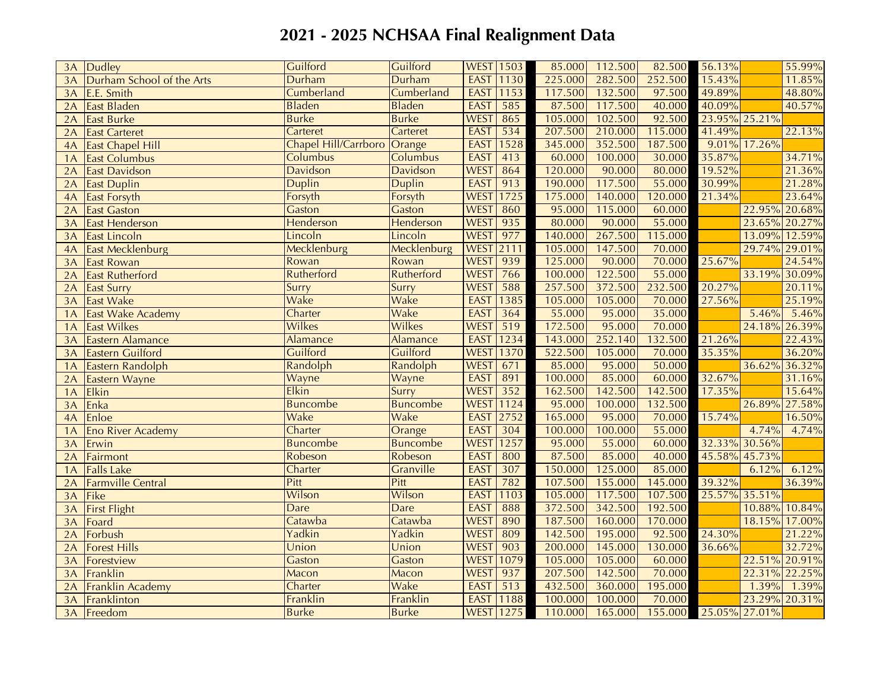# 2021 - 2025 NCHSAA Final Realignment Data

| | | | | | | | | | | | |
|---|---|---|---|---|---|---|---|---|---|---|---|
| 3A | Dudley | Guilford | Guilford | WEST | 1503 | 85.000 | 112.500 | 82.500 | 56.13% | | 55.99% |
| 3A | Durham School of the Arts | Durham | Durham | EAST | 1130 | 225.000 | 282.500 | 252.500 | 15.43% | | 11.85% |
| 3A | E.E. Smith | Cumberland | Cumberland | EAST | 1153 | 117.500 | 132.500 | 97.500 | 49.89% | | 48.80% |
| 2A | East Bladen | Bladen | Bladen | EAST | 585 | 87.500 | 117.500 | 40.000 | 40.09% | | 40.57% |
| 2A | East Burke | Burke | Burke | WEST | 865 | 105.000 | 102.500 | 92.500 | 23.95% | 25.21% | |
| 2A | East Carteret | Carteret | Carteret | EAST | 534 | 207.500 | 210.000 | 115.000 | 41.49% | | 22.13% |
| 4A | East Chapel Hill | Chapel Hill/Carrboro | Orange | EAST | 1528 | 345.000 | 352.500 | 187.500 | 9.01% | 17.26% | |
| 1A | East Columbus | Columbus | Columbus | EAST | 413 | 60.000 | 100.000 | 30.000 | 35.87% | | 34.71% |
| 2A | East Davidson | Davidson | Davidson | WEST | 864 | 120.000 | 90.000 | 80.000 | 19.52% | | 21.36% |
| 2A | East Duplin | Duplin | Duplin | EAST | 913 | 190.000 | 117.500 | 55.000 | 30.99% | | 21.28% |
| 4A | East Forsyth | Forsyth | Forsyth | WEST | 1725 | 175.000 | 140.000 | 120.000 | 21.34% | | 23.64% |
| 2A | East Gaston | Gaston | Gaston | WEST | 860 | 95.000 | 115.000 | 60.000 | | 22.95% | 20.68% |
| 3A | East Henderson | Henderson | Henderson | WEST | 935 | 80.000 | 90.000 | 55.000 | | 23.65% | 20.27% |
| 3A | East Lincoln | Lincoln | Lincoln | WEST | 977 | 140.000 | 267.500 | 115.000 | | 13.09% | 12.59% |
| 4A | East Mecklenburg | Mecklenburg | Mecklenburg | WEST | 2111 | 105.000 | 147.500 | 70.000 | | 29.74% | 29.01% |
| 3A | East Rowan | Rowan | Rowan | WEST | 939 | 125.000 | 90.000 | 70.000 | 25.67% | | 24.54% |
| 2A | East Rutherford | Rutherford | Rutherford | WEST | 766 | 100.000 | 122.500 | 55.000 | | 33.19% | 30.09% |
| 2A | East Surry | Surry | Surry | WEST | 588 | 257.500 | 372.500 | 232.500 | 20.27% | | 20.11% |
| 3A | East Wake | Wake | Wake | EAST | 1385 | 105.000 | 105.000 | 70.000 | 27.56% | | 25.19% |
| 1A | East Wake Academy | Charter | Wake | EAST | 364 | 55.000 | 95.000 | 35.000 | | 5.46% | 5.46% |
| 1A | East Wilkes | Wilkes | Wilkes | WEST | 519 | 172.500 | 95.000 | 70.000 | | 24.18% | 26.39% |
| 3A | Eastern Alamance | Alamance | Alamance | EAST | 1234 | 143.000 | 252.140 | 132.500 | 21.26% | | 22.43% |
| 3A | Eastern Guilford | Guilford | Guilford | WEST | 1370 | 522.500 | 105.000 | 70.000 | 35.35% | | 36.20% |
| 1A | Eastern Randolph | Randolph | Randolph | WEST | 671 | 85.000 | 95.000 | 50.000 | | 36.62% | 36.32% |
| 2A | Eastern Wayne | Wayne | Wayne | EAST | 891 | 100.000 | 85.000 | 60.000 | 32.67% | | 31.16% |
| 1A | Elkin | Elkin | Surry | WEST | 352 | 162.500 | 142.500 | 142.500 | 17.35% | | 15.64% |
| 3A | Enka | Buncombe | Buncombe | WEST | 1124 | 95.000 | 100.000 | 132.500 | | 26.89% | 27.58% |
| 4A | Enloe | Wake | Wake | EAST | 2752 | 165.000 | 95.000 | 70.000 | 15.74% | | 16.50% |
| 1A | Eno River Academy | Charter | Orange | EAST | 304 | 100.000 | 100.000 | 55.000 | | 4.74% | 4.74% |
| 3A | Erwin | Buncombe | Buncombe | WEST | 1257 | 95.000 | 55.000 | 60.000 | 32.33% | 30.56% | |
| 2A | Fairmont | Robeson | Robeson | EAST | 800 | 87.500 | 85.000 | 40.000 | 45.58% | 45.73% | |
| 1A | Falls Lake | Charter | Granville | EAST | 307 | 150.000 | 125.000 | 85.000 | | 6.12% | 6.12% |
| 2A | Farmville Central | Pitt | Pitt | EAST | 782 | 107.500 | 155.000 | 145.000 | 39.32% | | 36.39% |
| 3A | Fike | Wilson | Wilson | EAST | 1103 | 105.000 | 117.500 | 107.500 | 25.57% | 35.51% | |
| 3A | First Flight | Dare | Dare | EAST | 888 | 372.500 | 342.500 | 192.500 | | 10.88% | 10.84% |
| 3A | Foard | Catawba | Catawba | WEST | 890 | 187.500 | 160.000 | 170.000 | | 18.15% | 17.00% |
| 2A | Forbush | Yadkin | Yadkin | WEST | 809 | 142.500 | 195.000 | 92.500 | 24.30% | | 21.22% |
| 2A | Forest Hills | Union | Union | WEST | 903 | 200.000 | 145.000 | 130.000 | 36.66% | | 32.72% |
| 3A | Forestview | Gaston | Gaston | WEST | 1079 | 105.000 | 105.000 | 60.000 | | 22.51% | 20.91% |
| 3A | Franklin | Macon | Macon | WEST | 937 | 207.500 | 142.500 | 70.000 | | 22.31% | 22.25% |
| 2A | Franklin Academy | Charter | Wake | EAST | 513 | 432.500 | 360.000 | 195.000 | | 1.39% | 1.39% |
| 3A | Franklinton | Franklin | Franklin | EAST | 1188 | 100.000 | 100.000 | 70.000 | | 23.29% | 20.31% |
| 3A | Freedom | Burke | Burke | WEST | 1275 | 110.000 | 165.000 | 155.000 | 25.05% | 27.01% | |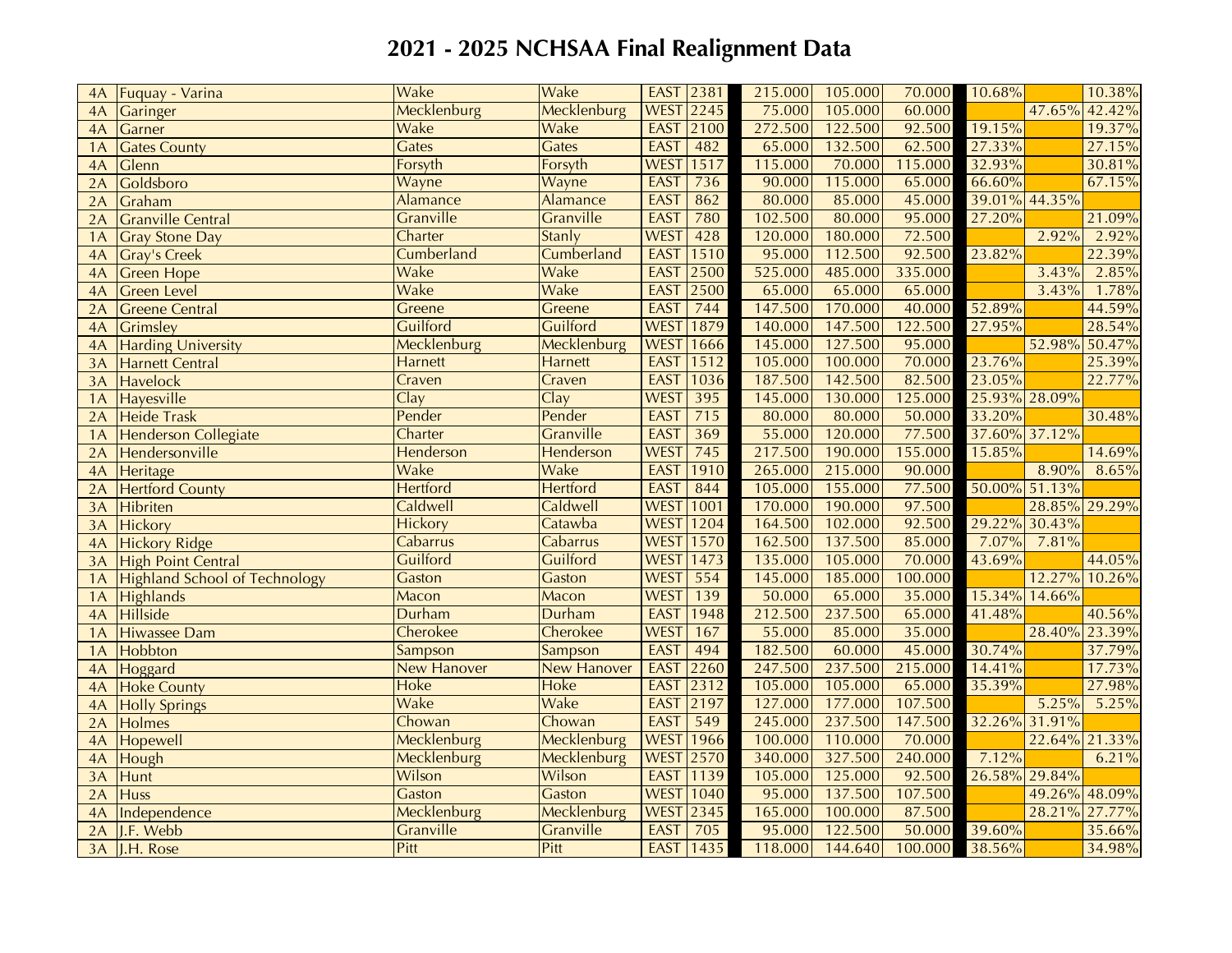# 2021 - 2025 NCHSAA Final Realignment Data

| | | | | | | | | | | | | | |
|---|---|---|---|---|---|---|---|---|---|---|---|---|---|
| 4A | Fuquay - Varina | Wake | Wake | EAST | 2381 | | 215.000 | 105.000 | 70.000 | | 10.68% | | 10.38% |
| 4A | Garinger | Mecklenburg | Mecklenburg | WEST | 2245 | | 75.000 | 105.000 | 60.000 | | | 47.65% | 42.42% |
| 4A | Garner | Wake | Wake | EAST | 2100 | | 272.500 | 122.500 | 92.500 | | 19.15% | | 19.37% |
| 1A | Gates County | Gates | Gates | EAST | 482 | | 65.000 | 132.500 | 62.500 | | 27.33% | | 27.15% |
| 4A | Glenn | Forsyth | Forsyth | WEST | 1517 | | 115.000 | 70.000 | 115.000 | | 32.93% | | 30.81% |
| 2A | Goldsboro | Wayne | Wayne | EAST | 736 | | 90.000 | 115.000 | 65.000 | | 66.60% | | 67.15% |
| 2A | Graham | Alamance | Alamance | EAST | 862 | | 80.000 | 85.000 | 45.000 | | 39.01% | 44.35% | |
| 2A | Granville Central | Granville | Granville | EAST | 780 | | 102.500 | 80.000 | 95.000 | | 27.20% | | 21.09% |
| 1A | Gray Stone Day | Charter | Stanly | WEST | 428 | | 120.000 | 180.000 | 72.500 | | | 2.92% | 2.92% |
| 4A | Gray's Creek | Cumberland | Cumberland | EAST | 1510 | | 95.000 | 112.500 | 92.500 | | 23.82% | | 22.39% |
| 4A | Green Hope | Wake | Wake | EAST | 2500 | | 525.000 | 485.000 | 335.000 | | | 3.43% | 2.85% |
| 4A | Green Level | Wake | Wake | EAST | 2500 | | 65.000 | 65.000 | 65.000 | | | 3.43% | 1.78% |
| 2A | Greene Central | Greene | Greene | EAST | 744 | | 147.500 | 170.000 | 40.000 | | 52.89% | | 44.59% |
| 4A | Grimsley | Guilford | Guilford | WEST | 1879 | | 140.000 | 147.500 | 122.500 | | 27.95% | | 28.54% |
| 4A | Harding University | Mecklenburg | Mecklenburg | WEST | 1666 | | 145.000 | 127.500 | 95.000 | | | 52.98% | 50.47% |
| 3A | Harnett Central | Harnett | Harnett | EAST | 1512 | | 105.000 | 100.000 | 70.000 | | 23.76% | | 25.39% |
| 3A | Havelock | Craven | Craven | EAST | 1036 | | 187.500 | 142.500 | 82.500 | | 23.05% | | 22.77% |
| 1A | Hayesville | Clay | Clay | WEST | 395 | | 145.000 | 130.000 | 125.000 | | 25.93% | 28.09% | |
| 2A | Heide Trask | Pender | Pender | EAST | 715 | | 80.000 | 80.000 | 50.000 | | 33.20% | | 30.48% |
| 1A | Henderson Collegiate | Charter | Granville | EAST | 369 | | 55.000 | 120.000 | 77.500 | | 37.60% | 37.12% | |
| 2A | Hendersonville | Henderson | Henderson | WEST | 745 | | 217.500 | 190.000 | 155.000 | | 15.85% | | 14.69% |
| 4A | Heritage | Wake | Wake | EAST | 1910 | | 265.000 | 215.000 | 90.000 | | | 8.90% | 8.65% |
| 2A | Hertford County | Hertford | Hertford | EAST | 844 | | 105.000 | 155.000 | 77.500 | | 50.00% | 51.13% | |
| 3A | Hibriten | Caldwell | Caldwell | WEST | 1001 | | 170.000 | 190.000 | 97.500 | | | 28.85% | 29.29% |
| 3A | Hickory | Hickory | Catawba | WEST | 1204 | | 164.500 | 102.000 | 92.500 | | 29.22% | 30.43% | |
| 4A | Hickory Ridge | Cabarrus | Cabarrus | WEST | 1570 | | 162.500 | 137.500 | 85.000 | | 7.07% | 7.81% | |
| 3A | High Point Central | Guilford | Guilford | WEST | 1473 | | 135.000 | 105.000 | 70.000 | | 43.69% | | 44.05% |
| 1A | Highland School of Technology | Gaston | Gaston | WEST | 554 | | 145.000 | 185.000 | 100.000 | | | 12.27% | 10.26% |
| 1A | Highlands | Macon | Macon | WEST | 139 | | 50.000 | 65.000 | 35.000 | | 15.34% | 14.66% | |
| 4A | Hillside | Durham | Durham | EAST | 1948 | | 212.500 | 237.500 | 65.000 | | 41.48% | | 40.56% |
| 1A | Hiwassee Dam | Cherokee | Cherokee | WEST | 167 | | 55.000 | 85.000 | 35.000 | | | 28.40% | 23.39% |
| 1A | Hobbton | Sampson | Sampson | EAST | 494 | | 182.500 | 60.000 | 45.000 | | 30.74% | | 37.79% |
| 4A | Hoggard | New Hanover | New Hanover | EAST | 2260 | | 247.500 | 237.500 | 215.000 | | 14.41% | | 17.73% |
| 4A | Hoke County | Hoke | Hoke | EAST | 2312 | | 105.000 | 105.000 | 65.000 | | 35.39% | | 27.98% |
| 4A | Holly Springs | Wake | Wake | EAST | 2197 | | 127.000 | 177.000 | 107.500 | | | 5.25% | 5.25% |
| 2A | Holmes | Chowan | Chowan | EAST | 549 | | 245.000 | 237.500 | 147.500 | | 32.26% | 31.91% | |
| 4A | Hopewell | Mecklenburg | Mecklenburg | WEST | 1966 | | 100.000 | 110.000 | 70.000 | | | 22.64% | 21.33% |
| 4A | Hough | Mecklenburg | Mecklenburg | WEST | 2570 | | 340.000 | 327.500 | 240.000 | | 7.12% | | 6.21% |
| 3A | Hunt | Wilson | Wilson | EAST | 1139 | | 105.000 | 125.000 | 92.500 | | 26.58% | 29.84% | |
| 2A | Huss | Gaston | Gaston | WEST | 1040 | | 95.000 | 137.500 | 107.500 | | | 49.26% | 48.09% |
| 4A | Independence | Mecklenburg | Mecklenburg | WEST | 2345 | | 165.000 | 100.000 | 87.500 | | | 28.21% | 27.77% |
| 2A | J.F. Webb | Granville | Granville | EAST | 705 | | 95.000 | 122.500 | 50.000 | | 39.60% | | 35.66% |
| 3A | J.H. Rose | Pitt | Pitt | EAST | 1435 | | 118.000 | 144.640 | 100.000 | | 38.56% | | 34.98% |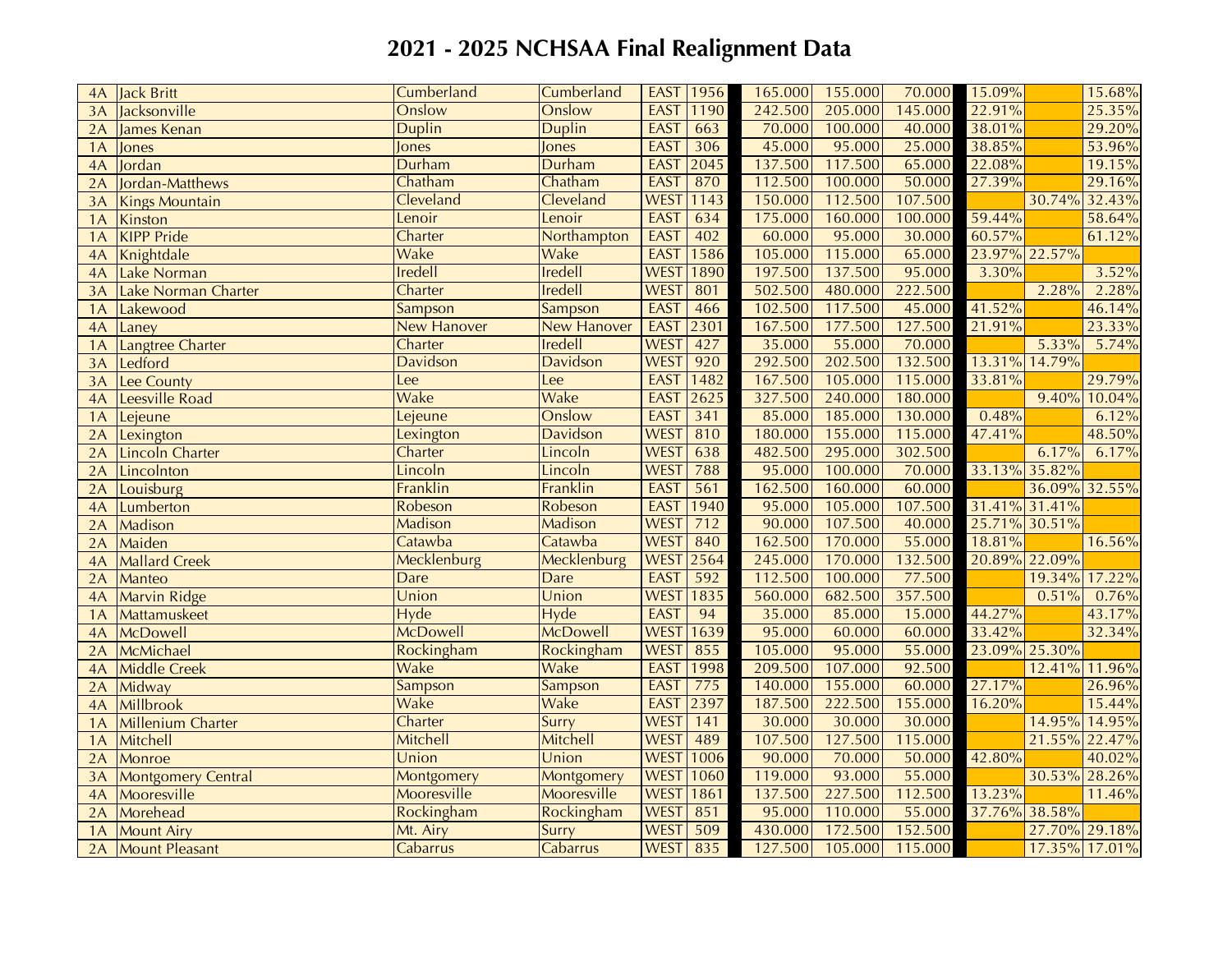# 2021 - 2025 NCHSAA Final Realignment Data

| | | | | | | | | | | | | |
|---|---|---|---|---|---|---|---|---|---|---|---|---|
| 4A | Jack Britt | Cumberland | Cumberland | EAST | 1956 | 165.000 | 155.000 | 70.000 | 15.09% | | 15.68% |
| 3A | Jacksonville | Onslow | Onslow | EAST | 1190 | 242.500 | 205.000 | 145.000 | 22.91% | | 25.35% |
| 2A | James Kenan | Duplin | Duplin | EAST | 663 | 70.000 | 100.000 | 40.000 | 38.01% | | 29.20% |
| 1A | Jones | Jones | Jones | EAST | 306 | 45.000 | 95.000 | 25.000 | 38.85% | | 53.96% |
| 4A | Jordan | Durham | Durham | EAST | 2045 | 137.500 | 117.500 | 65.000 | 22.08% | | 19.15% |
| 2A | Jordan-Matthews | Chatham | Chatham | EAST | 870 | 112.500 | 100.000 | 50.000 | 27.39% | | 29.16% |
| 3A | Kings Mountain | Cleveland | Cleveland | WEST | 1143 | 150.000 | 112.500 | 107.500 | | 30.74% | 32.43% |
| 1A | Kinston | Lenoir | Lenoir | EAST | 634 | 175.000 | 160.000 | 100.000 | 59.44% | | 58.64% |
| 1A | KIPP Pride | Charter | Northampton | EAST | 402 | 60.000 | 95.000 | 30.000 | 60.57% | | 61.12% |
| 4A | Knightdale | Wake | Wake | EAST | 1586 | 105.000 | 115.000 | 65.000 | 23.97% | 22.57% | |
| 4A | Lake Norman | Iredell | Iredell | WEST | 1890 | 197.500 | 137.500 | 95.000 | 3.30% | | 3.52% |
| 3A | Lake Norman Charter | Charter | Iredell | WEST | 801 | 502.500 | 480.000 | 222.500 | | 2.28% | 2.28% |
| 1A | Lakewood | Sampson | Sampson | EAST | 466 | 102.500 | 117.500 | 45.000 | 41.52% | | 46.14% |
| 4A | Laney | New Hanover | New Hanover | EAST | 2301 | 167.500 | 177.500 | 127.500 | 21.91% | | 23.33% |
| 1A | Langtree Charter | Charter | Iredell | WEST | 427 | 35.000 | 55.000 | 70.000 | | 5.33% | 5.74% |
| 3A | Ledford | Davidson | Davidson | WEST | 920 | 292.500 | 202.500 | 132.500 | 13.31% | 14.79% | |
| 3A | Lee County | Lee | Lee | EAST | 1482 | 167.500 | 105.000 | 115.000 | 33.81% | | 29.79% |
| 4A | Leesville Road | Wake | Wake | EAST | 2625 | 327.500 | 240.000 | 180.000 | | 9.40% | 10.04% |
| 1A | Lejeune | Lejeune | Onslow | EAST | 341 | 85.000 | 185.000 | 130.000 | 0.48% | | 6.12% |
| 2A | Lexington | Lexington | Davidson | WEST | 810 | 180.000 | 155.000 | 115.000 | 47.41% | | 48.50% |
| 2A | Lincoln Charter | Charter | Lincoln | WEST | 638 | 482.500 | 295.000 | 302.500 | | 6.17% | 6.17% |
| 2A | Lincolnton | Lincoln | Lincoln | WEST | 788 | 95.000 | 100.000 | 70.000 | 33.13% | 35.82% | |
| 2A | Louisburg | Franklin | Franklin | EAST | 561 | 162.500 | 160.000 | 60.000 | | 36.09% | 32.55% |
| 4A | Lumberton | Robeson | Robeson | EAST | 1940 | 95.000 | 105.000 | 107.500 | 31.41% | 31.41% | |
| 2A | Madison | Madison | Madison | WEST | 712 | 90.000 | 107.500 | 40.000 | 25.71% | 30.51% | |
| 2A | Maiden | Catawba | Catawba | WEST | 840 | 162.500 | 170.000 | 55.000 | 18.81% | | 16.56% |
| 4A | Mallard Creek | Mecklenburg | Mecklenburg | WEST | 2564 | 245.000 | 170.000 | 132.500 | 20.89% | 22.09% | |
| 2A | Manteo | Dare | Dare | EAST | 592 | 112.500 | 100.000 | 77.500 | | 19.34% | 17.22% |
| 4A | Marvin Ridge | Union | Union | WEST | 1835 | 560.000 | 682.500 | 357.500 | | 0.51% | 0.76% |
| 1A | Mattamuskeet | Hyde | Hyde | EAST | 94 | 35.000 | 85.000 | 15.000 | 44.27% | | 43.17% |
| 4A | McDowell | McDowell | McDowell | WEST | 1639 | 95.000 | 60.000 | 60.000 | 33.42% | | 32.34% |
| 2A | McMichael | Rockingham | Rockingham | WEST | 855 | 105.000 | 95.000 | 55.000 | 23.09% | 25.30% | |
| 4A | Middle Creek | Wake | Wake | EAST | 1998 | 209.500 | 107.000 | 92.500 | | 12.41% | 11.96% |
| 2A | Midway | Sampson | Sampson | EAST | 775 | 140.000 | 155.000 | 60.000 | 27.17% | | 26.96% |
| 4A | Millbrook | Wake | Wake | EAST | 2397 | 187.500 | 222.500 | 155.000 | 16.20% | | 15.44% |
| 1A | Millenium Charter | Charter | Surry | WEST | 141 | 30.000 | 30.000 | 30.000 | | 14.95% | 14.95% |
| 1A | Mitchell | Mitchell | Mitchell | WEST | 489 | 107.500 | 127.500 | 115.000 | | 21.55% | 22.47% |
| 2A | Monroe | Union | Union | WEST | 1006 | 90.000 | 70.000 | 50.000 | 42.80% | | 40.02% |
| 3A | Montgomery Central | Montgomery | Montgomery | WEST | 1060 | 119.000 | 93.000 | 55.000 | | 30.53% | 28.26% |
| 4A | Mooresville | Mooresville | Mooresville | WEST | 1861 | 137.500 | 227.500 | 112.500 | 13.23% | | 11.46% |
| 2A | Morehead | Rockingham | Rockingham | WEST | 851 | 95.000 | 110.000 | 55.000 | 37.76% | 38.58% | |
| 1A | Mount Airy | Mt. Airy | Surry | WEST | 509 | 430.000 | 172.500 | 152.500 | | 27.70% | 29.18% |
| 2A | Mount Pleasant | Cabarrus | Cabarrus | WEST | 835 | 127.500 | 105.000 | 115.000 | | 17.35% | 17.01% |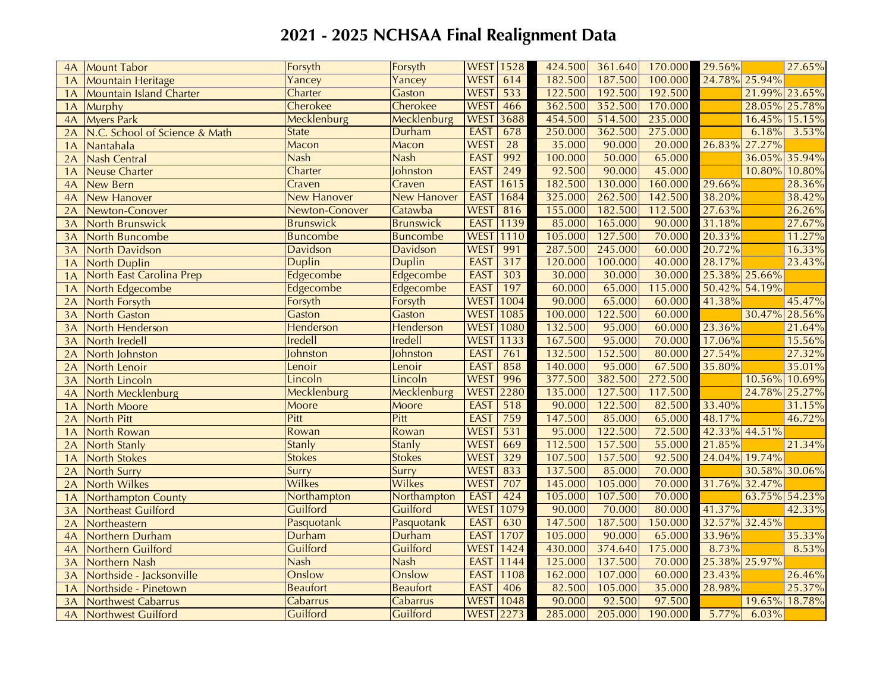# 2021 - 2025 NCHSAA Final Realignment Data

| | | | | | | | | | | | | |
|---|---|---|---|---|---|---|---|---|---|---|---|---|
| 4A | Mount Tabor | Forsyth | Forsyth | WEST | 1528 | 424.500 | 361.640 | 170.000 | 29.56% | | 27.65% |
| 1A | Mountain Heritage | Yancey | Yancey | WEST | 614 | 182.500 | 187.500 | 100.000 | 24.78% | 25.94% | |
| 1A | Mountain Island Charter | Charter | Gaston | WEST | 533 | 122.500 | 192.500 | 192.500 | | 21.99% | 23.65% |
| 1A | Murphy | Cherokee | Cherokee | WEST | 466 | 362.500 | 352.500 | 170.000 | | 28.05% | 25.78% |
| 4A | Myers Park | Mecklenburg | Mecklenburg | WEST | 3688 | 454.500 | 514.500 | 235.000 | | 16.45% | 15.15% |
| 2A | N.C. School of Science & Math | State | Durham | EAST | 678 | 250.000 | 362.500 | 275.000 | | 6.18% | 3.53% |
| 1A | Nantahala | Macon | Macon | WEST | 28 | 35.000 | 90.000 | 20.000 | 26.83% | 27.27% | |
| 2A | Nash Central | Nash | Nash | EAST | 992 | 100.000 | 50.000 | 65.000 | | 36.05% | 35.94% |
| 1A | Neuse Charter | Charter | Johnston | EAST | 249 | 92.500 | 90.000 | 45.000 | | 10.80% | 10.80% |
| 4A | New Bern | Craven | Craven | EAST | 1615 | 182.500 | 130.000 | 160.000 | 29.66% | | 28.36% |
| 4A | New Hanover | New Hanover | New Hanover | EAST | 1684 | 325.000 | 262.500 | 142.500 | 38.20% | | 38.42% |
| 2A | Newton-Conover | Newton-Conover | Catawba | WEST | 816 | 155.000 | 182.500 | 112.500 | 27.63% | | 26.26% |
| 3A | North Brunswick | Brunswick | Brunswick | EAST | 1139 | 85.000 | 165.000 | 90.000 | 31.18% | | 27.67% |
| 3A | North Buncombe | Buncombe | Buncombe | WEST | 1110 | 105.000 | 127.500 | 70.000 | 20.33% | | 11.27% |
| 3A | North Davidson | Davidson | Davidson | WEST | 991 | 287.500 | 245.000 | 60.000 | 20.72% | | 16.33% |
| 1A | North Duplin | Duplin | Duplin | EAST | 317 | 120.000 | 100.000 | 40.000 | 28.17% | | 23.43% |
| 1A | North East Carolina Prep | Edgecombe | Edgecombe | EAST | 303 | 30.000 | 30.000 | 30.000 | 25.38% | 25.66% | |
| 1A | North Edgecombe | Edgecombe | Edgecombe | EAST | 197 | 60.000 | 65.000 | 115.000 | 50.42% | 54.19% | |
| 2A | North Forsyth | Forsyth | Forsyth | WEST | 1004 | 90.000 | 65.000 | 60.000 | 41.38% | | 45.47% |
| 3A | North Gaston | Gaston | Gaston | WEST | 1085 | 100.000 | 122.500 | 60.000 | | 30.47% | 28.56% |
| 3A | North Henderson | Henderson | Henderson | WEST | 1080 | 132.500 | 95.000 | 60.000 | 23.36% | | 21.64% |
| 3A | North Iredell | Iredell | Iredell | WEST | 1133 | 167.500 | 95.000 | 70.000 | 17.06% | | 15.56% |
| 2A | North Johnston | Johnston | Johnston | EAST | 761 | 132.500 | 152.500 | 80.000 | 27.54% | | 27.32% |
| 2A | North Lenoir | Lenoir | Lenoir | EAST | 858 | 140.000 | 95.000 | 67.500 | 35.80% | | 35.01% |
| 3A | North Lincoln | Lincoln | Lincoln | WEST | 996 | 377.500 | 382.500 | 272.500 | | 10.56% | 10.69% |
| 4A | North Mecklenburg | Mecklenburg | Mecklenburg | WEST | 2280 | 135.000 | 127.500 | 117.500 | | 24.78% | 25.27% |
| 1A | North Moore | Moore | Moore | EAST | 518 | 90.000 | 122.500 | 82.500 | 33.40% | | 31.15% |
| 2A | North Pitt | Pitt | Pitt | EAST | 759 | 147.500 | 85.000 | 65.000 | 48.17% | | 46.72% |
| 1A | North Rowan | Rowan | Rowan | WEST | 531 | 95.000 | 122.500 | 72.500 | 42.33% | 44.51% | |
| 2A | North Stanly | Stanly | Stanly | WEST | 669 | 112.500 | 157.500 | 55.000 | 21.85% | | 21.34% |
| 1A | North Stokes | Stokes | Stokes | WEST | 329 | 107.500 | 157.500 | 92.500 | 24.04% | 19.74% | |
| 2A | North Surry | Surry | Surry | WEST | 833 | 137.500 | 85.000 | 70.000 | | 30.58% | 30.06% |
| 2A | North Wilkes | Wilkes | Wilkes | WEST | 707 | 145.000 | 105.000 | 70.000 | 31.76% | 32.47% | |
| 1A | Northampton County | Northampton | Northampton | EAST | 424 | 105.000 | 107.500 | 70.000 | | 63.75% | 54.23% |
| 3A | Northeast Guilford | Guilford | Guilford | WEST | 1079 | 90.000 | 70.000 | 80.000 | 41.37% | | 42.33% |
| 2A | Northeastern | Pasquotank | Pasquotank | EAST | 630 | 147.500 | 187.500 | 150.000 | 32.57% | 32.45% | |
| 4A | Northern Durham | Durham | Durham | EAST | 1707 | 105.000 | 90.000 | 65.000 | 33.96% | | 35.33% |
| 4A | Northern Guilford | Guilford | Guilford | WEST | 1424 | 430.000 | 374.640 | 175.000 | 8.73% | | 8.53% |
| 3A | Northern Nash | Nash | Nash | EAST | 1144 | 125.000 | 137.500 | 70.000 | 25.38% | 25.97% | |
| 3A | Northside - Jacksonville | Onslow | Onslow | EAST | 1108 | 162.000 | 107.000 | 60.000 | 23.43% | | 26.46% |
| 1A | Northside - Pinetown | Beaufort | Beaufort | EAST | 406 | 82.500 | 105.000 | 35.000 | 28.98% | | 25.37% |
| 3A | Northwest Cabarrus | Cabarrus | Cabarrus | WEST | 1048 | 90.000 | 92.500 | 97.500 | | 19.65% | 18.78% |
| 4A | Northwest Guilford | Guilford | Guilford | WEST | 2273 | 285.000 | 205.000 | 190.000 | 5.77% | 6.03% | |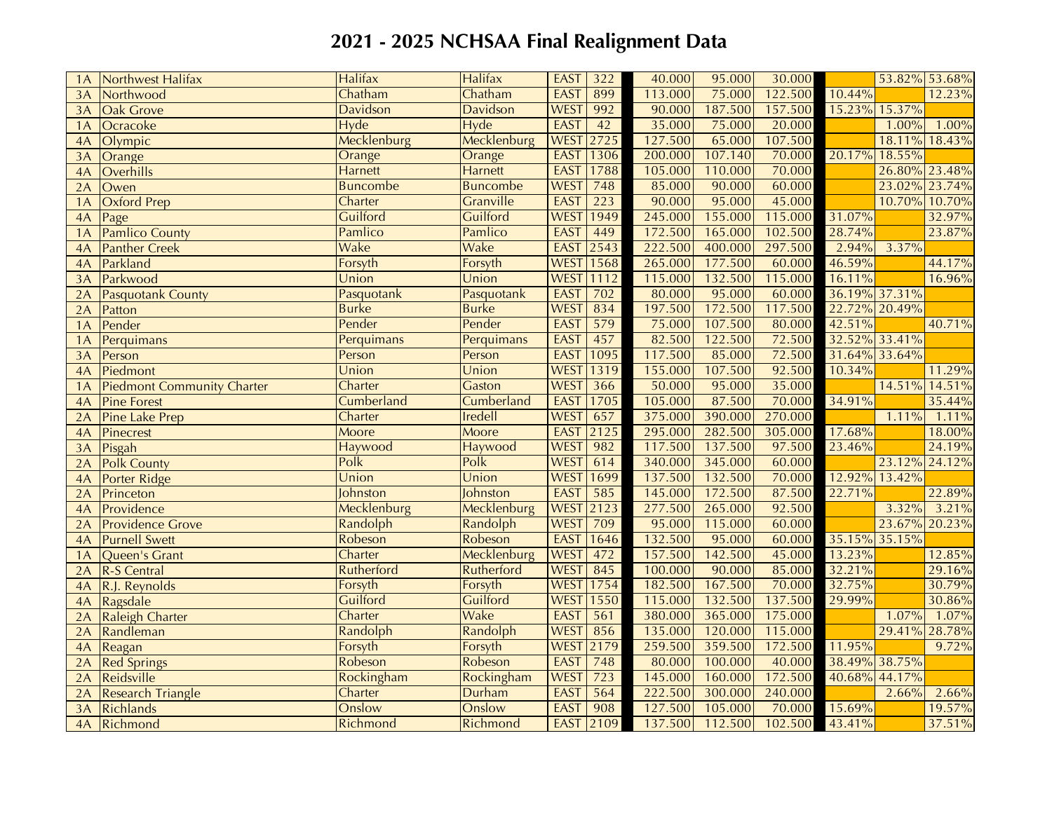# 2021 - 2025 NCHSAA Final Realignment Data

| | | | | | | | | | | | |
|---|---|---|---|---|---|---|---|---|---|---|---|
| 1A | Northwest Halifax | Halifax | Halifax | EAST | 322 | 40.000 | 95.000 | 30.000 | | 53.82% | 53.68% |
| 3A | Northwood | Chatham | Chatham | EAST | 899 | 113.000 | 75.000 | 122.500 | 10.44% | | 12.23% |
| 3A | Oak Grove | Davidson | Davidson | WEST | 992 | 90.000 | 187.500 | 157.500 | 15.23% | 15.37% | |
| 1A | Ocracoke | Hyde | Hyde | EAST | 42 | 35.000 | 75.000 | 20.000 | | 1.00% | 1.00% |
| 4A | Olympic | Mecklenburg | Mecklenburg | WEST | 2725 | 127.500 | 65.000 | 107.500 | | 18.11% | 18.43% |
| 3A | Orange | Orange | Orange | EAST | 1306 | 200.000 | 107.140 | 70.000 | 20.17% | 18.55% | |
| 4A | Overhills | Harnett | Harnett | EAST | 1788 | 105.000 | 110.000 | 70.000 | | 26.80% | 23.48% |
| 2A | Owen | Buncombe | Buncombe | WEST | 748 | 85.000 | 90.000 | 60.000 | | 23.02% | 23.74% |
| 1A | Oxford Prep | Charter | Granville | EAST | 223 | 90.000 | 95.000 | 45.000 | | 10.70% | 10.70% |
| 4A | Page | Guilford | Guilford | WEST | 1949 | 245.000 | 155.000 | 115.000 | 31.07% | | 32.97% |
| 1A | Pamlico County | Pamlico | Pamlico | EAST | 449 | 172.500 | 165.000 | 102.500 | 28.74% | | 23.87% |
| 4A | Panther Creek | Wake | Wake | EAST | 2543 | 222.500 | 400.000 | 297.500 | 2.94% | 3.37% | |
| 4A | Parkland | Forsyth | Forsyth | WEST | 1568 | 265.000 | 177.500 | 60.000 | 46.59% | | 44.17% |
| 3A | Parkwood | Union | Union | WEST | 1112 | 115.000 | 132.500 | 115.000 | 16.11% | | 16.96% |
| 2A | Pasquotank County | Pasquotank | Pasquotank | EAST | 702 | 80.000 | 95.000 | 60.000 | 36.19% | 37.31% | |
| 2A | Patton | Burke | Burke | WEST | 834 | 197.500 | 172.500 | 117.500 | 22.72% | 20.49% | |
| 1A | Pender | Pender | Pender | EAST | 579 | 75.000 | 107.500 | 80.000 | 42.51% | | 40.71% |
| 1A | Perquimans | Perquimans | Perquimans | EAST | 457 | 82.500 | 122.500 | 72.500 | 32.52% | 33.41% | |
| 3A | Person | Person | Person | EAST | 1095 | 117.500 | 85.000 | 72.500 | 31.64% | 33.64% | |
| 4A | Piedmont | Union | Union | WEST | 1319 | 155.000 | 107.500 | 92.500 | 10.34% | | 11.29% |
| 1A | Piedmont Community Charter | Charter | Gaston | WEST | 366 | 50.000 | 95.000 | 35.000 | | 14.51% | 14.51% |
| 4A | Pine Forest | Cumberland | Cumberland | EAST | 1705 | 105.000 | 87.500 | 70.000 | 34.91% | | 35.44% |
| 2A | Pine Lake Prep | Charter | Iredell | WEST | 657 | 375.000 | 390.000 | 270.000 | | 1.11% | 1.11% |
| 4A | Pinecrest | Moore | Moore | EAST | 2125 | 295.000 | 282.500 | 305.000 | 17.68% | | 18.00% |
| 3A | Pisgah | Haywood | Haywood | WEST | 982 | 117.500 | 137.500 | 97.500 | 23.46% | | 24.19% |
| 2A | Polk County | Polk | Polk | WEST | 614 | 340.000 | 345.000 | 60.000 | | 23.12% | 24.12% |
| 4A | Porter Ridge | Union | Union | WEST | 1699 | 137.500 | 132.500 | 70.000 | 12.92% | 13.42% | |
| 2A | Princeton | Johnston | Johnston | EAST | 585 | 145.000 | 172.500 | 87.500 | 22.71% | | 22.89% |
| 4A | Providence | Mecklenburg | Mecklenburg | WEST | 2123 | 277.500 | 265.000 | 92.500 | | 3.32% | 3.21% |
| 2A | Providence Grove | Randolph | Randolph | WEST | 709 | 95.000 | 115.000 | 60.000 | | 23.67% | 20.23% |
| 4A | Purnell Swett | Robeson | Robeson | EAST | 1646 | 132.500 | 95.000 | 60.000 | 35.15% | 35.15% | |
| 1A | Queen's Grant | Charter | Mecklenburg | WEST | 472 | 157.500 | 142.500 | 45.000 | 13.23% | | 12.85% |
| 2A | R-S Central | Rutherford | Rutherford | WEST | 845 | 100.000 | 90.000 | 85.000 | 32.21% | | 29.16% |
| 4A | R.J. Reynolds | Forsyth | Forsyth | WEST | 1754 | 182.500 | 167.500 | 70.000 | 32.75% | | 30.79% |
| 4A | Ragsdale | Guilford | Guilford | WEST | 1550 | 115.000 | 132.500 | 137.500 | 29.99% | | 30.86% |
| 2A | Raleigh Charter | Charter | Wake | EAST | 561 | 380.000 | 365.000 | 175.000 | | 1.07% | 1.07% |
| 2A | Randleman | Randolph | Randolph | WEST | 856 | 135.000 | 120.000 | 115.000 | | 29.41% | 28.78% |
| 4A | Reagan | Forsyth | Forsyth | WEST | 2179 | 259.500 | 359.500 | 172.500 | 11.95% | | 9.72% |
| 2A | Red Springs | Robeson | Robeson | EAST | 748 | 80.000 | 100.000 | 40.000 | 38.49% | 38.75% | |
| 2A | Reidsville | Rockingham | Rockingham | WEST | 723 | 145.000 | 160.000 | 172.500 | 40.68% | 44.17% | |
| 2A | Research Triangle | Charter | Durham | EAST | 564 | 222.500 | 300.000 | 240.000 | | 2.66% | 2.66% |
| 3A | Richlands | Onslow | Onslow | EAST | 908 | 127.500 | 105.000 | 70.000 | 15.69% | | 19.57% |
| 4A | Richmond | Richmond | Richmond | EAST | 2109 | 137.500 | 112.500 | 102.500 | 43.41% | | 37.51% |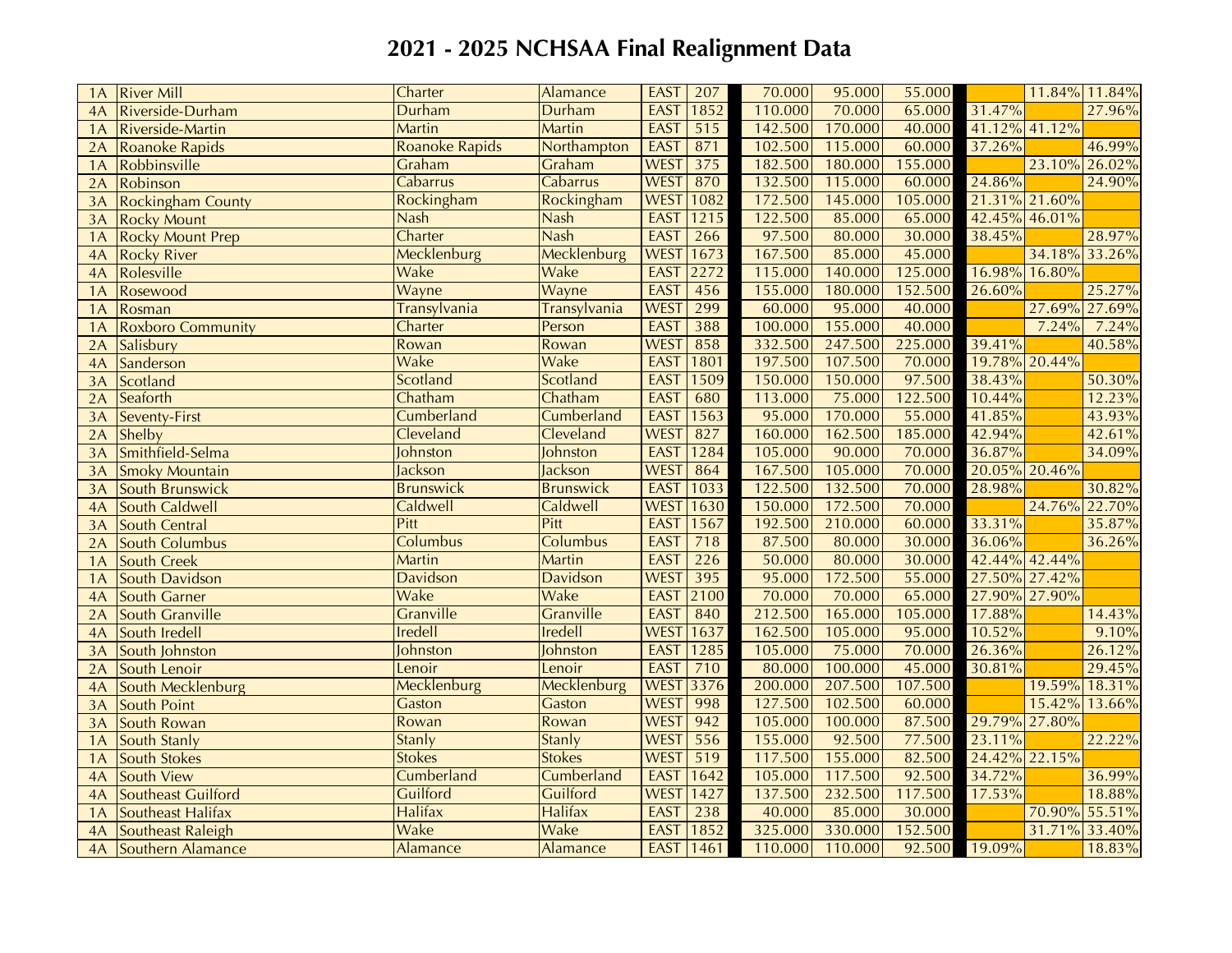# 2021 - 2025 NCHSAA Final Realignment Data

| | | | | | | | | | | | | |
|---|---|---|---|---|---|---|---|---|---|---|---|---|
| 1A | River Mill | Charter | Alamance | EAST | 207 | | 70.000 | 95.000 | 55.000 | | 11.84% | 11.84% |
| 4A | Riverside-Durham | Durham | Durham | EAST | 1852 | | 110.000 | 70.000 | 65.000 | 31.47% | | 27.96% |
| 1A | Riverside-Martin | Martin | Martin | EAST | 515 | | 142.500 | 170.000 | 40.000 | 41.12% | 41.12% | |
| 2A | Roanoke Rapids | Roanoke Rapids | Northampton | EAST | 871 | | 102.500 | 115.000 | 60.000 | 37.26% | | 46.99% |
| 1A | Robbinsville | Graham | Graham | WEST | 375 | | 182.500 | 180.000 | 155.000 | | 23.10% | 26.02% |
| 2A | Robinson | Cabarrus | Cabarrus | WEST | 870 | | 132.500 | 115.000 | 60.000 | 24.86% | | 24.90% |
| 3A | Rockingham County | Rockingham | Rockingham | WEST | 1082 | | 172.500 | 145.000 | 105.000 | 21.31% | 21.60% | |
| 3A | Rocky Mount | Nash | Nash | EAST | 1215 | | 122.500 | 85.000 | 65.000 | 42.45% | 46.01% | |
| 1A | Rocky Mount Prep | Charter | Nash | EAST | 266 | | 97.500 | 80.000 | 30.000 | 38.45% | | 28.97% |
| 4A | Rocky River | Mecklenburg | Mecklenburg | WEST | 1673 | | 167.500 | 85.000 | 45.000 | | 34.18% | 33.26% |
| 4A | Rolesville | Wake | Wake | EAST | 2272 | | 115.000 | 140.000 | 125.000 | 16.98% | 16.80% | |
| 1A | Rosewood | Wayne | Wayne | EAST | 456 | | 155.000 | 180.000 | 152.500 | 26.60% | | 25.27% |
| 1A | Rosman | Transylvania | Transylvania | WEST | 299 | | 60.000 | 95.000 | 40.000 | | 27.69% | 27.69% |
| 1A | Roxboro Community | Charter | Person | EAST | 388 | | 100.000 | 155.000 | 40.000 | | 7.24% | 7.24% |
| 2A | Salisbury | Rowan | Rowan | WEST | 858 | | 332.500 | 247.500 | 225.000 | 39.41% | | 40.58% |
| 4A | Sanderson | Wake | Wake | EAST | 1801 | | 197.500 | 107.500 | 70.000 | 19.78% | 20.44% | |
| 3A | Scotland | Scotland | Scotland | EAST | 1509 | | 150.000 | 150.000 | 97.500 | 38.43% | | 50.30% |
| 2A | Seaforth | Chatham | Chatham | EAST | 680 | | 113.000 | 75.000 | 122.500 | 10.44% | | 12.23% |
| 3A | Seventy-First | Cumberland | Cumberland | EAST | 1563 | | 95.000 | 170.000 | 55.000 | 41.85% | | 43.93% |
| 2A | Shelby | Cleveland | Cleveland | WEST | 827 | | 160.000 | 162.500 | 185.000 | 42.94% | | 42.61% |
| 3A | Smithfield-Selma | Johnston | Johnston | EAST | 1284 | | 105.000 | 90.000 | 70.000 | 36.87% | | 34.09% |
| 3A | Smoky Mountain | Jackson | Jackson | WEST | 864 | | 167.500 | 105.000 | 70.000 | 20.05% | 20.46% | |
| 3A | South Brunswick | Brunswick | Brunswick | EAST | 1033 | | 122.500 | 132.500 | 70.000 | 28.98% | | 30.82% |
| 4A | South Caldwell | Caldwell | Caldwell | WEST | 1630 | | 150.000 | 172.500 | 70.000 | | 24.76% | 22.70% |
| 3A | South Central | Pitt | Pitt | EAST | 1567 | | 192.500 | 210.000 | 60.000 | 33.31% | | 35.87% |
| 2A | South Columbus | Columbus | Columbus | EAST | 718 | | 87.500 | 80.000 | 30.000 | 36.06% | | 36.26% |
| 1A | South Creek | Martin | Martin | EAST | 226 | | 50.000 | 80.000 | 30.000 | 42.44% | 42.44% | |
| 1A | South Davidson | Davidson | Davidson | WEST | 395 | | 95.000 | 172.500 | 55.000 | 27.50% | 27.42% | |
| 4A | South Garner | Wake | Wake | EAST | 2100 | | 70.000 | 70.000 | 65.000 | 27.90% | 27.90% | |
| 2A | South Granville | Granville | Granville | EAST | 840 | | 212.500 | 165.000 | 105.000 | 17.88% | | 14.43% |
| 4A | South Iredell | Iredell | Iredell | WEST | 1637 | | 162.500 | 105.000 | 95.000 | 10.52% | | 9.10% |
| 3A | South Johnston | Johnston | Johnston | EAST | 1285 | | 105.000 | 75.000 | 70.000 | 26.36% | | 26.12% |
| 2A | South Lenoir | Lenoir | Lenoir | EAST | 710 | | 80.000 | 100.000 | 45.000 | 30.81% | | 29.45% |
| 4A | South Mecklenburg | Mecklenburg | Mecklenburg | WEST | 3376 | | 200.000 | 207.500 | 107.500 | | 19.59% | 18.31% |
| 3A | South Point | Gaston | Gaston | WEST | 998 | | 127.500 | 102.500 | 60.000 | | 15.42% | 13.66% |
| 3A | South Rowan | Rowan | Rowan | WEST | 942 | | 105.000 | 100.000 | 87.500 | 29.79% | 27.80% | |
| 1A | South Stanly | Stanly | Stanly | WEST | 556 | | 155.000 | 92.500 | 77.500 | 23.11% | | 22.22% |
| 1A | South Stokes | Stokes | Stokes | WEST | 519 | | 117.500 | 155.000 | 82.500 | 24.42% | 22.15% | |
| 4A | South View | Cumberland | Cumberland | EAST | 1642 | | 105.000 | 117.500 | 92.500 | 34.72% | | 36.99% |
| 4A | Southeast Guilford | Guilford | Guilford | WEST | 1427 | | 137.500 | 232.500 | 117.500 | 17.53% | | 18.88% |
| 1A | Southeast Halifax | Halifax | Halifax | EAST | 238 | | 40.000 | 85.000 | 30.000 | | 70.90% | 55.51% |
| 4A | Southeast Raleigh | Wake | Wake | EAST | 1852 | | 325.000 | 330.000 | 152.500 | | 31.71% | 33.40% |
| 4A | Southern Alamance | Alamance | Alamance | EAST | 1461 | | 110.000 | 110.000 | 92.500 | 19.09% | | 18.83% |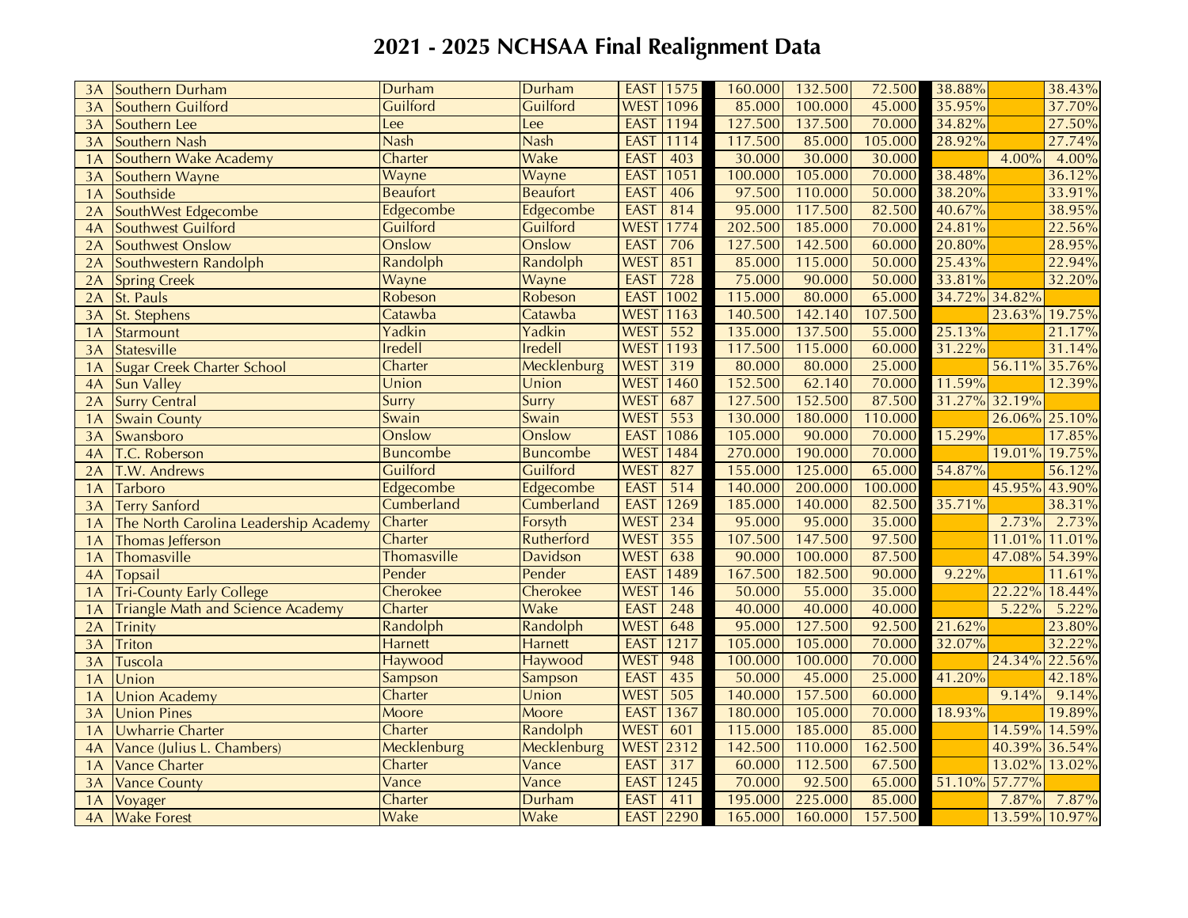# 2021 - 2025 NCHSAA Final Realignment Data

| | | | | | | | | | | | |
|---|---|---|---|---|---|---|---|---|---|---|---|
| 3A | Southern Durham | Durham | Durham | EAST | 1575 | 160.000 | 132.500 | 72.500 | 38.88% | | 38.43% |
| 3A | Southern Guilford | Guilford | Guilford | WEST | 1096 | 85.000 | 100.000 | 45.000 | 35.95% | | 37.70% |
| 3A | Southern Lee | Lee | Lee | EAST | 1194 | 127.500 | 137.500 | 70.000 | 34.82% | | 27.50% |
| 3A | Southern Nash | Nash | Nash | EAST | 1114 | 117.500 | 85.000 | 105.000 | 28.92% | | 27.74% |
| 1A | Southern Wake Academy | Charter | Wake | EAST | 403 | 30.000 | 30.000 | 30.000 | | 4.00% | 4.00% |
| 3A | Southern Wayne | Wayne | Wayne | EAST | 1051 | 100.000 | 105.000 | 70.000 | 38.48% | | 36.12% |
| 1A | Southside | Beaufort | Beaufort | EAST | 406 | 97.500 | 110.000 | 50.000 | 38.20% | | 33.91% |
| 2A | SouthWest Edgecombe | Edgecombe | Edgecombe | EAST | 814 | 95.000 | 117.500 | 82.500 | 40.67% | | 38.95% |
| 4A | Southwest Guilford | Guilford | Guilford | WEST | 1774 | 202.500 | 185.000 | 70.000 | 24.81% | | 22.56% |
| 2A | Southwest Onslow | Onslow | Onslow | EAST | 706 | 127.500 | 142.500 | 60.000 | 20.80% | | 28.95% |
| 2A | Southwestern Randolph | Randolph | Randolph | WEST | 851 | 85.000 | 115.000 | 50.000 | 25.43% | | 22.94% |
| 2A | Spring Creek | Wayne | Wayne | EAST | 728 | 75.000 | 90.000 | 50.000 | 33.81% | | 32.20% |
| 2A | St. Pauls | Robeson | Robeson | EAST | 1002 | 115.000 | 80.000 | 65.000 | 34.72% | 34.82% | |
| 3A | St. Stephens | Catawba | Catawba | WEST | 1163 | 140.500 | 142.140 | 107.500 | | 23.63% | 19.75% |
| 1A | Starmount | Yadkin | Yadkin | WEST | 552 | 135.000 | 137.500 | 55.000 | 25.13% | | 21.17% |
| 3A | Statesville | Iredell | Iredell | WEST | 1193 | 117.500 | 115.000 | 60.000 | 31.22% | | 31.14% |
| 1A | Sugar Creek Charter School | Charter | Mecklenburg | WEST | 319 | 80.000 | 80.000 | 25.000 | | 56.11% | 35.76% |
| 4A | Sun Valley | Union | Union | WEST | 1460 | 152.500 | 62.140 | 70.000 | 11.59% | | 12.39% |
| 2A | Surry Central | Surry | Surry | WEST | 687 | 127.500 | 152.500 | 87.500 | 31.27% | 32.19% | |
| 1A | Swain County | Swain | Swain | WEST | 553 | 130.000 | 180.000 | 110.000 | | 26.06% | 25.10% |
| 3A | Swansboro | Onslow | Onslow | EAST | 1086 | 105.000 | 90.000 | 70.000 | 15.29% | | 17.85% |
| 4A | T.C. Roberson | Buncombe | Buncombe | WEST | 1484 | 270.000 | 190.000 | 70.000 | | 19.01% | 19.75% |
| 2A | T.W. Andrews | Guilford | Guilford | WEST | 827 | 155.000 | 125.000 | 65.000 | 54.87% | | 56.12% |
| 1A | Tarboro | Edgecombe | Edgecombe | EAST | 514 | 140.000 | 200.000 | 100.000 | | 45.95% | 43.90% |
| 3A | Terry Sanford | Cumberland | Cumberland | EAST | 1269 | 185.000 | 140.000 | 82.500 | 35.71% | | 38.31% |
| 1A | The North Carolina Leadership Academy | Charter | Forsyth | WEST | 234 | 95.000 | 95.000 | 35.000 | | 2.73% | 2.73% |
| 1A | Thomas Jefferson | Charter | Rutherford | WEST | 355 | 107.500 | 147.500 | 97.500 | | 11.01% | 11.01% |
| 1A | Thomasville | Thomasville | Davidson | WEST | 638 | 90.000 | 100.000 | 87.500 | | 47.08% | 54.39% |
| 4A | Topsail | Pender | Pender | EAST | 1489 | 167.500 | 182.500 | 90.000 | 9.22% | | 11.61% |
| 1A | Tri-County Early College | Cherokee | Cherokee | WEST | 146 | 50.000 | 55.000 | 35.000 | | 22.22% | 18.44% |
| 1A | Triangle Math and Science Academy | Charter | Wake | EAST | 248 | 40.000 | 40.000 | 40.000 | | 5.22% | 5.22% |
| 2A | Trinity | Randolph | Randolph | WEST | 648 | 95.000 | 127.500 | 92.500 | 21.62% | | 23.80% |
| 3A | Triton | Harnett | Harnett | EAST | 1217 | 105.000 | 105.000 | 70.000 | 32.07% | | 32.22% |
| 3A | Tuscola | Haywood | Haywood | WEST | 948 | 100.000 | 100.000 | 70.000 | | 24.34% | 22.56% |
| 1A | Union | Sampson | Sampson | EAST | 435 | 50.000 | 45.000 | 25.000 | 41.20% | | 42.18% |
| 1A | Union Academy | Charter | Union | WEST | 505 | 140.000 | 157.500 | 60.000 | | 9.14% | 9.14% |
| 3A | Union Pines | Moore | Moore | EAST | 1367 | 180.000 | 105.000 | 70.000 | 18.93% | | 19.89% |
| 1A | Uwharrie Charter | Charter | Randolph | WEST | 601 | 115.000 | 185.000 | 85.000 | | 14.59% | 14.59% |
| 4A | Vance (Julius L. Chambers) | Mecklenburg | Mecklenburg | WEST | 2312 | 142.500 | 110.000 | 162.500 | | 40.39% | 36.54% |
| 1A | Vance Charter | Charter | Vance | EAST | 317 | 60.000 | 112.500 | 67.500 | | 13.02% | 13.02% |
| 3A | Vance County | Vance | Vance | EAST | 1245 | 70.000 | 92.500 | 65.000 | 51.10% | 57.77% | |
| 1A | Voyager | Charter | Durham | EAST | 411 | 195.000 | 225.000 | 85.000 | | 7.87% | 7.87% |
| 4A | Wake Forest | Wake | Wake | EAST | 2290 | 165.000 | 160.000 | 157.500 | | 13.59% | 10.97% |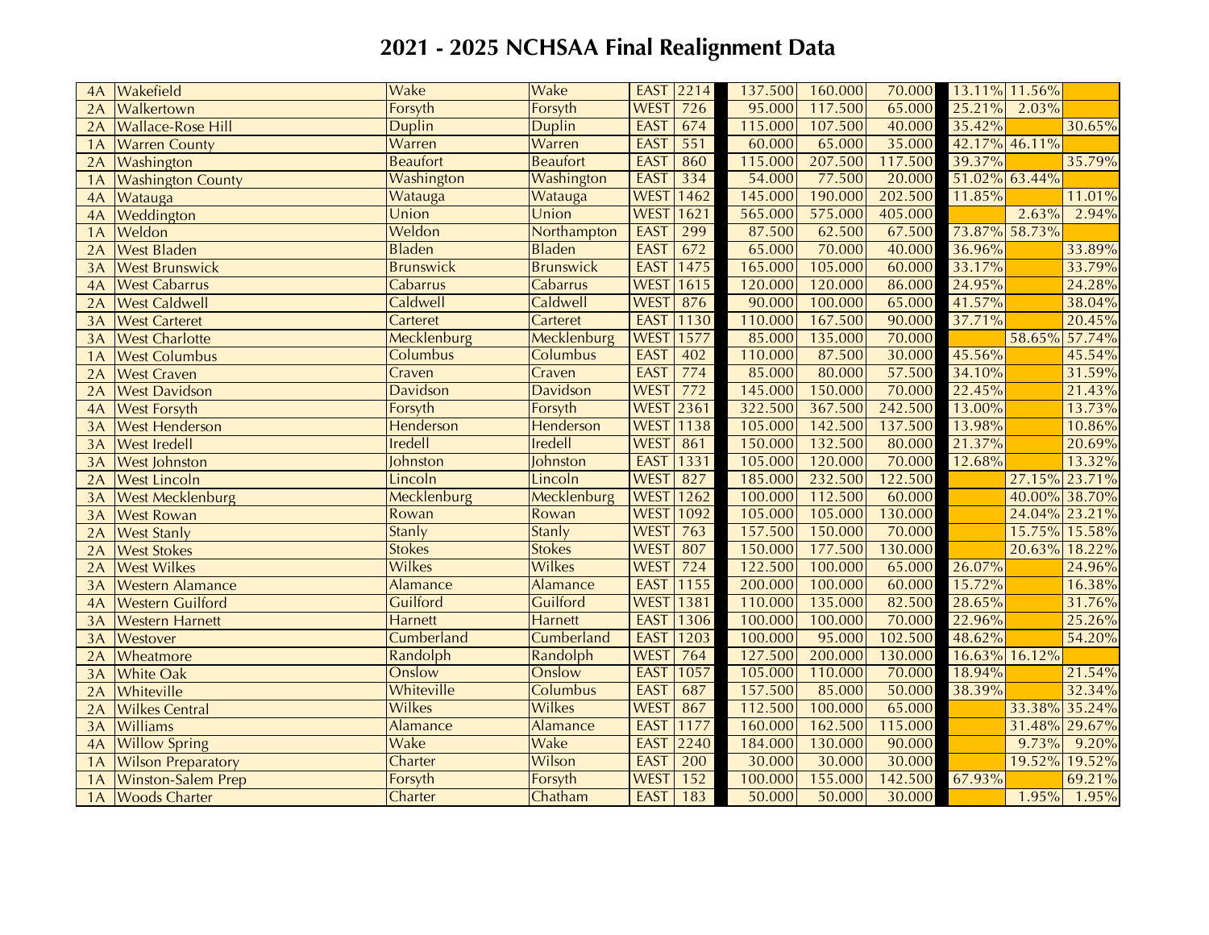# 2021 - 2025 NCHSAA Final Realignment Data

| | | | | | | | | | | | | |
|---|---|---|---|---|---|---|---|---|---|---|---|---|
| 4A | Wakefield | Wake | Wake | EAST | 2214 | | 137.500 | 160.000 | 70.000 | 13.11% | 11.56% | |
| 2A | Walkertown | Forsyth | Forsyth | WEST | 726 | | 95.000 | 117.500 | 65.000 | 25.21% | 2.03% | |
| 2A | Wallace-Rose Hill | Duplin | Duplin | EAST | 674 | | 115.000 | 107.500 | 40.000 | 35.42% | | 30.65% |
| 1A | Warren County | Warren | Warren | EAST | 551 | | 60.000 | 65.000 | 35.000 | 42.17% | 46.11% | |
| 2A | Washington | Beaufort | Beaufort | EAST | 860 | | 115.000 | 207.500 | 117.500 | 39.37% | | 35.79% |
| 1A | Washington County | Washington | Washington | EAST | 334 | | 54.000 | 77.500 | 20.000 | 51.02% | 63.44% | |
| 4A | Watauga | Watauga | Watauga | WEST | 1462 | | 145.000 | 190.000 | 202.500 | 11.85% | | 11.01% |
| 4A | Weddington | Union | Union | WEST | 1621 | | 565.000 | 575.000 | 405.000 | | 2.63% | 2.94% |
| 1A | Weldon | Weldon | Northampton | EAST | 299 | | 87.500 | 62.500 | 67.500 | 73.87% | 58.73% | |
| 2A | West Bladen | Bladen | Bladen | EAST | 672 | | 65.000 | 70.000 | 40.000 | 36.96% | | 33.89% |
| 3A | West Brunswick | Brunswick | Brunswick | EAST | 1475 | | 165.000 | 105.000 | 60.000 | 33.17% | | 33.79% |
| 4A | West Cabarrus | Cabarrus | Cabarrus | WEST | 1615 | | 120.000 | 120.000 | 86.000 | 24.95% | | 24.28% |
| 2A | West Caldwell | Caldwell | Caldwell | WEST | 876 | | 90.000 | 100.000 | 65.000 | 41.57% | | 38.04% |
| 3A | West Carteret | Carteret | Carteret | EAST | 1130 | | 110.000 | 167.500 | 90.000 | 37.71% | | 20.45% |
| 3A | West Charlotte | Mecklenburg | Mecklenburg | WEST | 1577 | | 85.000 | 135.000 | 70.000 | | 58.65% | 57.74% |
| 1A | West Columbus | Columbus | Columbus | EAST | 402 | | 110.000 | 87.500 | 30.000 | 45.56% | | 45.54% |
| 2A | West Craven | Craven | Craven | EAST | 774 | | 85.000 | 80.000 | 57.500 | 34.10% | | 31.59% |
| 2A | West Davidson | Davidson | Davidson | WEST | 772 | | 145.000 | 150.000 | 70.000 | 22.45% | | 21.43% |
| 4A | West Forsyth | Forsyth | Forsyth | WEST | 2361 | | 322.500 | 367.500 | 242.500 | 13.00% | | 13.73% |
| 3A | West Henderson | Henderson | Henderson | WEST | 1138 | | 105.000 | 142.500 | 137.500 | 13.98% | | 10.86% |
| 3A | West Iredell | Iredell | Iredell | WEST | 861 | | 150.000 | 132.500 | 80.000 | 21.37% | | 20.69% |
| 3A | West Johnston | Johnston | Johnston | EAST | 1331 | | 105.000 | 120.000 | 70.000 | 12.68% | | 13.32% |
| 2A | West Lincoln | Lincoln | Lincoln | WEST | 827 | | 185.000 | 232.500 | 122.500 | | 27.15% | 23.71% |
| 3A | West Mecklenburg | Mecklenburg | Mecklenburg | WEST | 1262 | | 100.000 | 112.500 | 60.000 | | 40.00% | 38.70% |
| 3A | West Rowan | Rowan | Rowan | WEST | 1092 | | 105.000 | 105.000 | 130.000 | | 24.04% | 23.21% |
| 2A | West Stanly | Stanly | Stanly | WEST | 763 | | 157.500 | 150.000 | 70.000 | | 15.75% | 15.58% |
| 2A | West Stokes | Stokes | Stokes | WEST | 807 | | 150.000 | 177.500 | 130.000 | | 20.63% | 18.22% |
| 2A | West Wilkes | Wilkes | Wilkes | WEST | 724 | | 122.500 | 100.000 | 65.000 | 26.07% | | 24.96% |
| 3A | Western Alamance | Alamance | Alamance | EAST | 1155 | | 200.000 | 100.000 | 60.000 | 15.72% | | 16.38% |
| 4A | Western Guilford | Guilford | Guilford | WEST | 1381 | | 110.000 | 135.000 | 82.500 | 28.65% | | 31.76% |
| 3A | Western Harnett | Harnett | Harnett | EAST | 1306 | | 100.000 | 100.000 | 70.000 | 22.96% | | 25.26% |
| 3A | Westover | Cumberland | Cumberland | EAST | 1203 | | 100.000 | 95.000 | 102.500 | 48.62% | | 54.20% |
| 2A | Wheatmore | Randolph | Randolph | WEST | 764 | | 127.500 | 200.000 | 130.000 | 16.63% | 16.12% | |
| 3A | White Oak | Onslow | Onslow | EAST | 1057 | | 105.000 | 110.000 | 70.000 | 18.94% | | 21.54% |
| 2A | Whiteville | Whiteville | Columbus | EAST | 687 | | 157.500 | 85.000 | 50.000 | 38.39% | | 32.34% |
| 2A | Wilkes Central | Wilkes | Wilkes | WEST | 867 | | 112.500 | 100.000 | 65.000 | | 33.38% | 35.24% |
| 3A | Williams | Alamance | Alamance | EAST | 1177 | | 160.000 | 162.500 | 115.000 | | 31.48% | 29.67% |
| 4A | Willow Spring | Wake | Wake | EAST | 2240 | | 184.000 | 130.000 | 90.000 | | 9.73% | 9.20% |
| 1A | Wilson Preparatory | Charter | Wilson | EAST | 200 | | 30.000 | 30.000 | 30.000 | | 19.52% | 19.52% |
| 1A | Winston-Salem Prep | Forsyth | Forsyth | WEST | 152 | | 100.000 | 155.000 | 142.500 | 67.93% | | 69.21% |
| 1A | Woods Charter | Charter | Chatham | EAST | 183 | | 50.000 | 50.000 | 30.000 | | 1.95% | 1.95% |